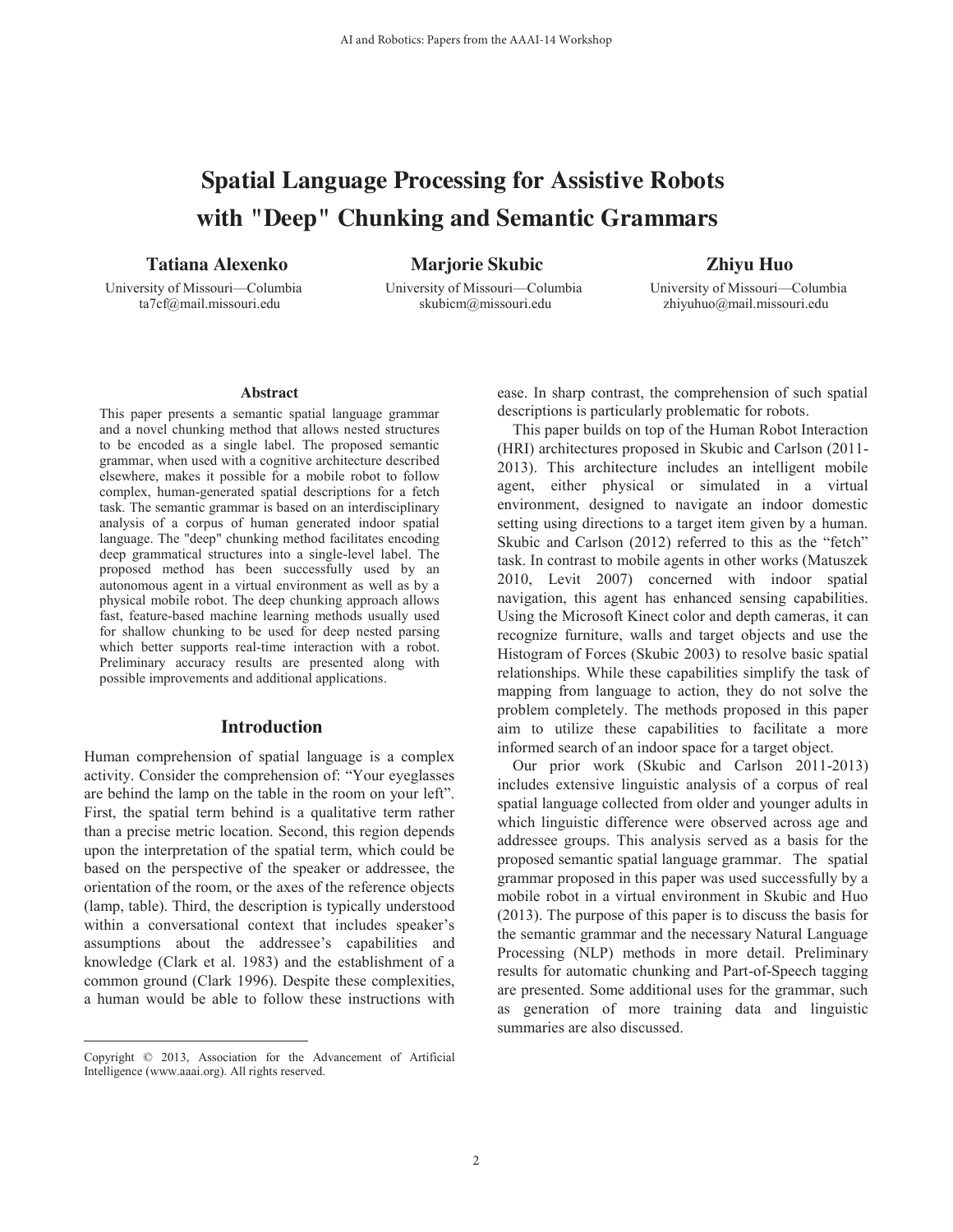# Spatial Language Processing for Assistive Robots with "Deep" Chunking and Semantic Grammars

**Tatiana Alexenko**
University of Missouri—Columbia
ta7cf@mail.missouri.edu

**Marjorie Skubic**
University of Missouri—Columbia
skubicm@missouri.edu

**Zhiyu Huo**
University of Missouri—Columbia
zhiyuhuo@mail.missouri.edu

### Abstract

This paper presents a semantic spatial language grammar and a novel chunking method that allows nested structures to be encoded as a single label. The proposed semantic grammar, when used with a cognitive architecture described elsewhere, makes it possible for a mobile robot to follow complex, human-generated spatial descriptions for a fetch task. The semantic grammar is based on an interdisciplinary analysis of a corpus of human generated indoor spatial language. The "deep" chunking method facilitates encoding deep grammatical structures into a single-level label. The proposed method has been successfully used by an autonomous agent in a virtual environment as well as by a physical mobile robot. The deep chunking approach allows fast, feature-based machine learning methods usually used for shallow chunking to be used for deep nested parsing which better supports real-time interaction with a robot. Preliminary accuracy results are presented along with possible improvements and additional applications.

## Introduction

Human comprehension of spatial language is a complex activity. Consider the comprehension of: "Your eyeglasses are behind the lamp on the table in the room on your left". First, the spatial term behind is a qualitative term rather than a precise metric location. Second, this region depends upon the interpretation of the spatial term, which could be based on the perspective of the speaker or addressee, the orientation of the room, or the axes of the reference objects (lamp, table). Third, the description is typically understood within a conversational context that includes speaker's assumptions about the addressee's capabilities and knowledge (Clark et al. 1983) and the establishment of a common ground (Clark 1996). Despite these complexities, a human would be able to follow these instructions with ease. In sharp contrast, the comprehension of such spatial descriptions is particularly problematic for robots.

This paper builds on top of the Human Robot Interaction (HRI) architectures proposed in Skubic and Carlson (2011-2013). This architecture includes an intelligent mobile agent, either physical or simulated in a virtual environment, designed to navigate an indoor domestic setting using directions to a target item given by a human. Skubic and Carlson (2012) referred to this as the "fetch" task. In contrast to mobile agents in other works (Matuszek 2010, Levit 2007) concerned with indoor spatial navigation, this agent has enhanced sensing capabilities. Using the Microsoft Kinect color and depth cameras, it can recognize furniture, walls and target objects and use the Histogram of Forces (Skubic 2003) to resolve basic spatial relationships. While these capabilities simplify the task of mapping from language to action, they do not solve the problem completely. The methods proposed in this paper aim to utilize these capabilities to facilitate a more informed search of an indoor space for a target object.

Our prior work (Skubic and Carlson 2011-2013) includes extensive linguistic analysis of a corpus of real spatial language collected from older and younger adults in which linguistic difference were observed across age and addressee groups. This analysis served as a basis for the proposed semantic spatial language grammar. The spatial grammar proposed in this paper was used successfully by a mobile robot in a virtual environment in Skubic and Huo (2013). The purpose of this paper is to discuss the basis for the semantic grammar and the necessary Natural Language Processing (NLP) methods in more detail. Preliminary results for automatic chunking and Part-of-Speech tagging are presented. Some additional uses for the grammar, such as generation of more training data and linguistic summaries are also discussed.

Copyright © 2013, Association for the Advancement of Artificial Intelligence (www.aaai.org). All rights reserved.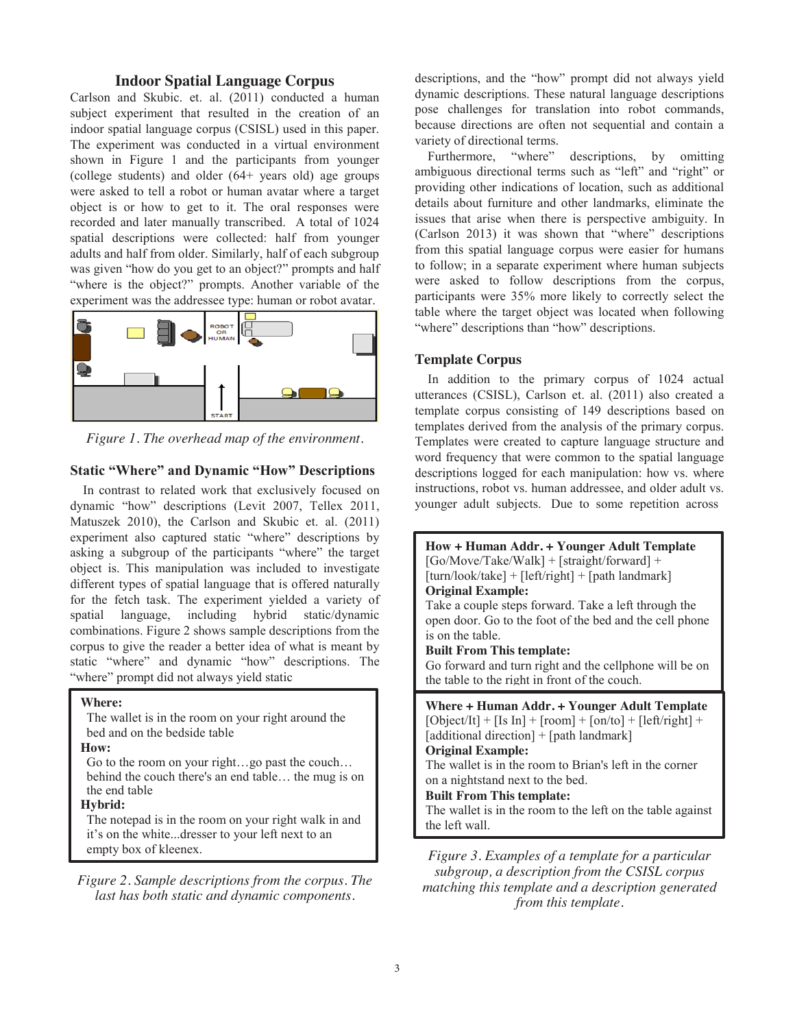## Indoor Spatial Language Corpus

Carlson and Skubic. et. al. (2011) conducted a human subject experiment that resulted in the creation of an indoor spatial language corpus (CSISL) used in this paper. The experiment was conducted in a virtual environment shown in Figure 1 and the participants from younger (college students) and older (64+ years old) age groups were asked to tell a robot or human avatar where a target object is or how to get to it. The oral responses were recorded and later manually transcribed. A total of 1024 spatial descriptions were collected: half from younger adults and half from older. Similarly, half of each subgroup was given "how do you get to an object?" prompts and half "where is the object?" prompts. Another variable of the experiment was the addressee type: human or robot avatar.

*Figure 1. The overhead map of the environment.*

### Static "Where" and Dynamic "How" Descriptions

In contrast to related work that exclusively focused on dynamic "how" descriptions (Levit 2007, Tellex 2011, Matuszek 2010), the Carlson and Skubic et. al. (2011) experiment also captured static "where" descriptions by asking a subgroup of the participants "where" the target object is. This manipulation was included to investigate different types of spatial language that is offered naturally for the fetch task. The experiment yielded a variety of spatial language, including hybrid static/dynamic combinations. Figure 2 shows sample descriptions from the corpus to give the reader a better idea of what is meant by static "where" and dynamic "how" descriptions. The "where" prompt did not always yield static descriptions, and the "how" prompt did not always yield dynamic descriptions. These natural language descriptions pose challenges for translation into robot commands, because directions are often not sequential and contain a variety of directional terms.

> **Where:**
> The wallet is in the room on your right around the bed and on the bedside table
>
> **How:**
> Go to the room on your right…go past the couch… behind the couch there's an end table… the mug is on the end table
>
> **Hybrid:**
> The notepad is in the room on your right walk in and it's on the white...dresser to your left next to an empty box of kleenex.

*Figure 2. Sample descriptions from the corpus. The last has both static and dynamic components.*

Furthermore, "where" descriptions, by omitting ambiguous directional terms such as "left" and "right" or providing other indications of location, such as additional details about furniture and other landmarks, eliminate the issues that arise when there is perspective ambiguity. In (Carlson 2013) it was shown that "where" descriptions from this spatial language corpus were easier for humans to follow; in a separate experiment where human subjects were asked to follow descriptions from the corpus, participants were 35% more likely to correctly select the table where the target object was located when following "where" descriptions than "how" descriptions.

### Template Corpus

In addition to the primary corpus of 1024 actual utterances (CSISL), Carlson et. al. (2011) also created a template corpus consisting of 149 descriptions based on templates derived from the analysis of the primary corpus. Templates were created to capture language structure and word frequency that were common to the spatial language descriptions logged for each manipulation: how vs. where instructions, robot vs. human addressee, and older adult vs. younger adult subjects. Due to some repetition across

> **How + Human Addr. + Younger Adult Template**
> [Go/Move/Take/Walk] + [straight/forward] + [turn/look/take] + [left/right] + [path landmark]
>
> **Original Example:**
> Take a couple steps forward. Take a left through the open door. Go to the foot of the bed and the cell phone is on the table.
>
> **Built From This template:**
> Go forward and turn right and the cellphone will be on the table to the right in front of the couch.

> **Where + Human Addr. + Younger Adult Template**
> [Object/It] + [Is In] + [room] + [on/to] + [left/right] + [additional direction] + [path landmark]
>
> **Original Example:**
> The wallet is in the room to Brian's left in the corner on a nightstand next to the bed.
>
> **Built From This template:**
> The wallet is in the room to the left on the table against the left wall.

*Figure 3. Examples of a template for a particular subgroup, a description from the CSISL corpus matching this template and a description generated from this template.*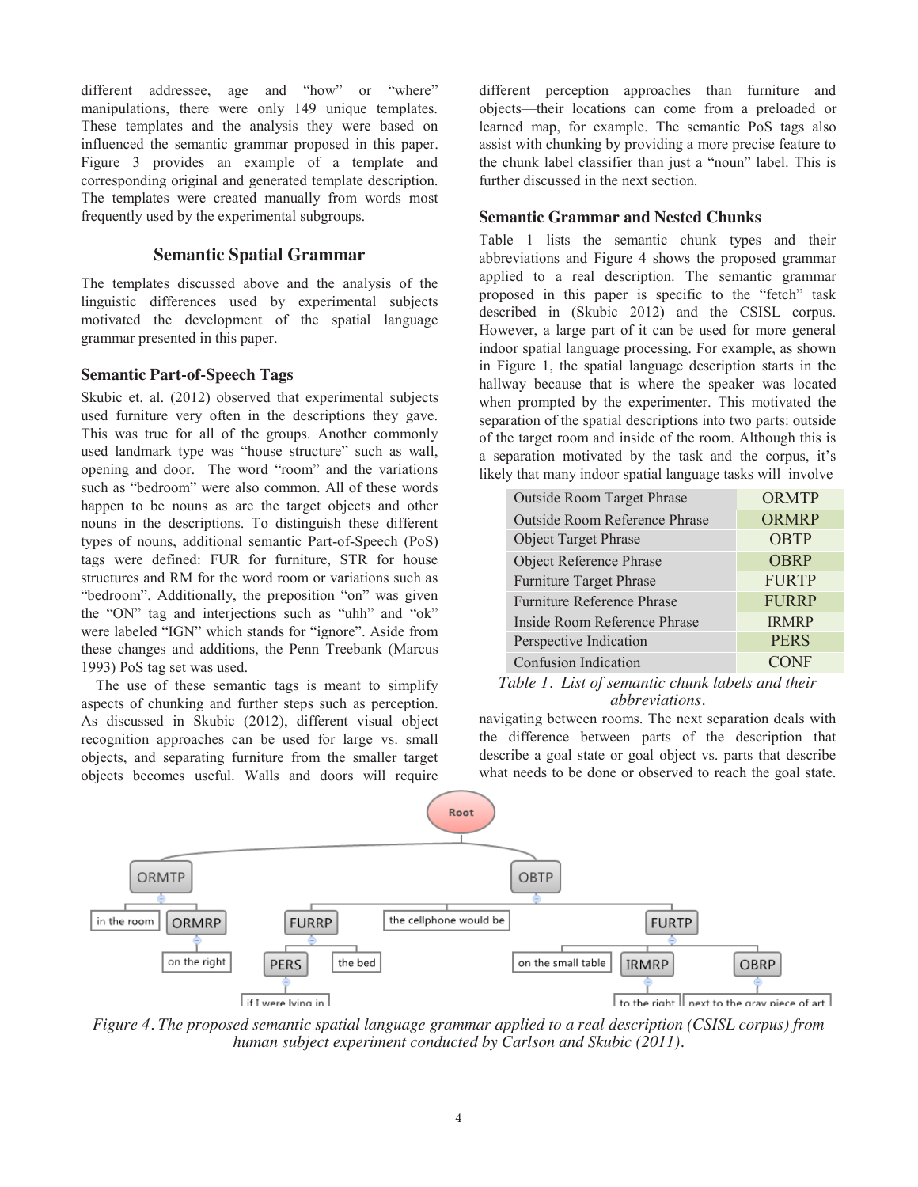different addressee, age and "how" or "where" manipulations, there were only 149 unique templates. These templates and the analysis they were based on influenced the semantic grammar proposed in this paper. Figure 3 provides an example of a template and corresponding original and generated template description. The templates were created manually from words most frequently used by the experimental subgroups.

## Semantic Spatial Grammar

The templates discussed above and the analysis of the linguistic differences used by experimental subjects motivated the development of the spatial language grammar presented in this paper.

### Semantic Part-of-Speech Tags

Skubic et. al. (2012) observed that experimental subjects used furniture very often in the descriptions they gave. This was true for all of the groups. Another commonly used landmark type was "house structure" such as wall, opening and door. The word "room" and the variations such as "bedroom" were also common. All of these words happen to be nouns as are the target objects and other nouns in the descriptions. To distinguish these different types of nouns, additional semantic Part-of-Speech (PoS) tags were defined: FUR for furniture, STR for house structures and RM for the word room or variations such as "bedroom". Additionally, the preposition "on" was given the "ON" tag and interjections such as "uhh" and "ok" were labeled "IGN" which stands for "ignore". Aside from these changes and additions, the Penn Treebank (Marcus 1993) PoS tag set was used.

The use of these semantic tags is meant to simplify aspects of chunking and further steps such as perception. As discussed in Skubic (2012), different visual object recognition approaches can be used for large vs. small objects, and separating furniture from the smaller target objects becomes useful. Walls and doors will require different perception approaches than furniture and objects—their locations can come from a preloaded or learned map, for example. The semantic PoS tags also assist with chunking by providing a more precise feature to the chunk label classifier than just a "noun" label. This is further discussed in the next section.

### Semantic Grammar and Nested Chunks

Table 1 lists the semantic chunk types and their abbreviations and Figure 4 shows the proposed grammar applied to a real description. The semantic grammar proposed in this paper is specific to the "fetch" task described in (Skubic 2012) and the CSISL corpus. However, a large part of it can be used for more general indoor spatial language processing. For example, as shown in Figure 1, the spatial language description starts in the hallway because that is where the speaker was located when prompted by the experimenter. This motivated the separation of the spatial descriptions into two parts: outside of the target room and inside of the room. Although this is a separation motivated by the task and the corpus, it's likely that many indoor spatial language tasks will involve navigating between rooms. The next separation deals with the difference between parts of the description that describe a goal state or goal object vs. parts that describe what needs to be done or observed to reach the goal state.

| | |
|---|---|
| Outside Room Target Phrase | ORMTP |
| Outside Room Reference Phrase | ORMRP |
| Object Target Phrase | OBTP |
| Object Reference Phrase | OBRP |
| Furniture Target Phrase | FURTP |
| Furniture Reference Phrase | FURRP |
| Inside Room Reference Phrase | IRMRP |
| Perspective Indication | PERS |
| Confusion Indication | CONF |

*Table 1. List of semantic chunk labels and their abbreviations.*

*Figure 4. The proposed semantic spatial language grammar applied to a real description (CSISL corpus) from human subject experiment conducted by Carlson and Skubic (2011).*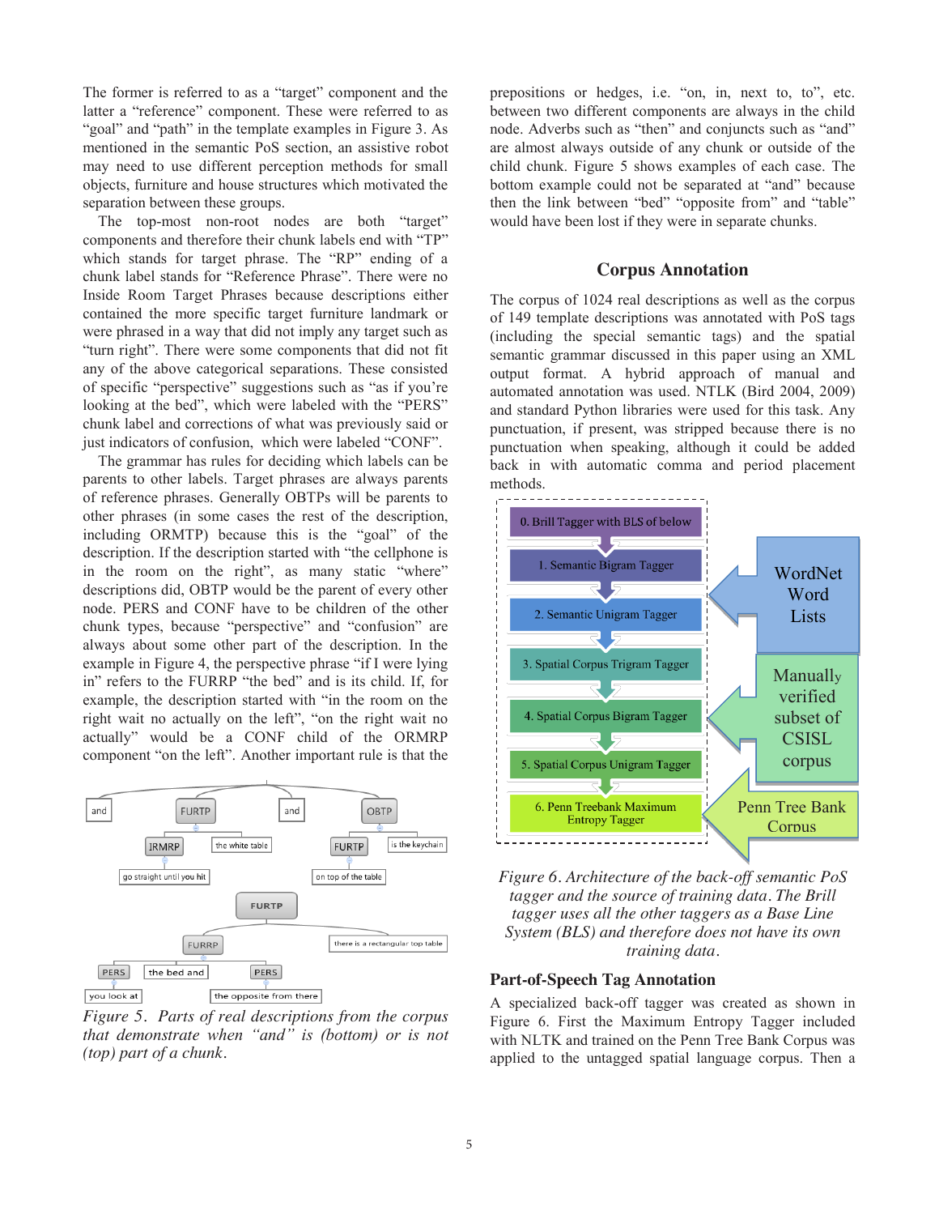The former is referred to as a "target" component and the latter a "reference" component. These were referred to as "goal" and "path" in the template examples in Figure 3. As mentioned in the semantic PoS section, an assistive robot may need to use different perception methods for small objects, furniture and house structures which motivated the separation between these groups.

The top-most non-root nodes are both "target" components and therefore their chunk labels end with "TP" which stands for target phrase. The "RP" ending of a chunk label stands for "Reference Phrase". There were no Inside Room Target Phrases because descriptions either contained the more specific target furniture landmark or were phrased in a way that did not imply any target such as "turn right". There were some components that did not fit any of the above categorical separations. These consisted of specific "perspective" suggestions such as "as if you're looking at the bed", which were labeled with the "PERS" chunk label and corrections of what was previously said or just indicators of confusion, which were labeled "CONF".

The grammar has rules for deciding which labels can be parents to other labels. Target phrases are always parents of reference phrases. Generally OBTPs will be parents to other phrases (in some cases the rest of the description, including ORMTP) because this is the "goal" of the description. If the description started with "the cellphone is in the room on the right", as many static "where" descriptions did, OBTP would be the parent of every other node. PERS and CONF have to be children of the other chunk types, because "perspective" and "confusion" are always about some other part of the description. In the example in Figure 4, the perspective phrase "if I were lying in" refers to the FURRP "the bed" and is its child. If, for example, the description started with "in the room on the right wait no actually on the left", "on the right wait no actually" would be a CONF child of the ORMRP component "on the left". Another important rule is that the

Figure 5. Parts of real descriptions from the corpus that demonstrate when "and" is (bottom) or is not (top) part of a chunk.

prepositions or hedges, i.e. "on, in, next to, to", etc. between two different components are always in the child node. Adverbs such as "then" and conjuncts such as "and" are almost always outside of any chunk or outside of the child chunk. Figure 5 shows examples of each case. The bottom example could not be separated at "and" because then the link between "bed" "opposite from" and "table" would have been lost if they were in separate chunks.

## Corpus Annotation

The corpus of 1024 real descriptions as well as the corpus of 149 template descriptions was annotated with PoS tags (including the special semantic tags) and the spatial semantic grammar discussed in this paper using an XML output format. A hybrid approach of manual and automated annotation was used. NTLK (Bird 2004, 2009) and standard Python libraries were used for this task. Any punctuation, if present, was stripped because there is no punctuation when speaking, although it could be added back in with automatic comma and period placement methods.

Figure 6. Architecture of the back-off semantic PoS tagger and the source of training data. The Brill tagger uses all the other taggers as a Base Line System (BLS) and therefore does not have its own training data.

### Part-of-Speech Tag Annotation

A specialized back-off tagger was created as shown in Figure 6. First the Maximum Entropy Tagger included with NLTK and trained on the Penn Tree Bank Corpus was applied to the untagged spatial language corpus. Then a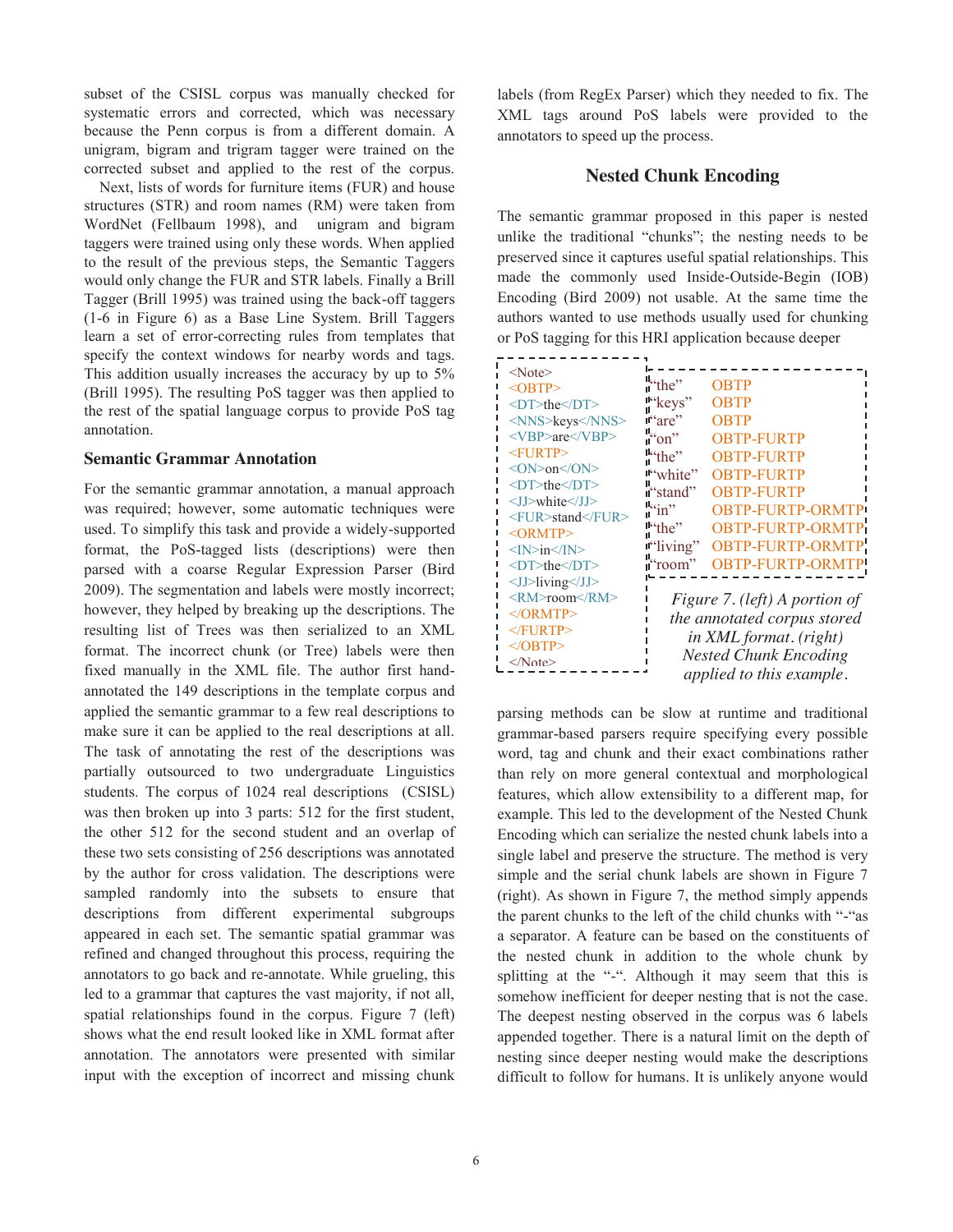subset of the CSISL corpus was manually checked for systematic errors and corrected, which was necessary because the Penn corpus is from a different domain. A unigram, bigram and trigram tagger were trained on the corrected subset and applied to the rest of the corpus.

Next, lists of words for furniture items (FUR) and house structures (STR) and room names (RM) were taken from WordNet (Fellbaum 1998), and unigram and bigram taggers were trained using only these words. When applied to the result of the previous steps, the Semantic Taggers would only change the FUR and STR labels. Finally a Brill Tagger (Brill 1995) was trained using the back-off taggers (1-6 in Figure 6) as a Base Line System. Brill Taggers learn a set of error-correcting rules from templates that specify the context windows for nearby words and tags. This addition usually increases the accuracy by up to 5% (Brill 1995). The resulting PoS tagger was then applied to the rest of the spatial language corpus to provide PoS tag annotation.

### Semantic Grammar Annotation

For the semantic grammar annotation, a manual approach was required; however, some automatic techniques were used. To simplify this task and provide a widely-supported format, the PoS-tagged lists (descriptions) were then parsed with a coarse Regular Expression Parser (Bird 2009). The segmentation and labels were mostly incorrect; however, they helped by breaking up the descriptions. The resulting list of Trees was then serialized to an XML format. The incorrect chunk (or Tree) labels were then fixed manually in the XML file. The author first hand-annotated the 149 descriptions in the template corpus and applied the semantic grammar to a few real descriptions to make sure it can be applied to the real descriptions at all. The task of annotating the rest of the descriptions was partially outsourced to two undergraduate Linguistics students. The corpus of 1024 real descriptions (CSISL) was then broken up into 3 parts: 512 for the first student, the other 512 for the second student and an overlap of these two sets consisting of 256 descriptions was annotated by the author for cross validation. The descriptions were sampled randomly into the subsets to ensure that descriptions from different experimental subgroups appeared in each set. The semantic spatial grammar was refined and changed throughout this process, requiring the annotators to go back and re-annotate. While grueling, this led to a grammar that captures the vast majority, if not all, spatial relationships found in the corpus. Figure 7 (left) shows what the end result looked like in XML format after annotation. The annotators were presented with similar input with the exception of incorrect and missing chunk labels (from RegEx Parser) which they needed to fix. The XML tags around PoS labels were provided to the annotators to speed up the process.

## Nested Chunk Encoding

The semantic grammar proposed in this paper is nested unlike the traditional "chunks"; the nesting needs to be preserved since it captures useful spatial relationships. This made the commonly used Inside-Outside-Begin (IOB) Encoding (Bird 2009) not usable. At the same time the authors wanted to use methods usually used for chunking or PoS tagging for this HRI application because deeper

```
<Note>
<OBTP>
<DT>the</DT>
<NNS>keys</NNS>
<VBP>are</VBP>
<FURTP>
<ON>on</ON>
<DT>the</DT>
<JJ>white</JJ>
<FUR>stand</FUR>
<ORMTP>
<IN>in</IN>
<DT>the</DT>
<JJ>living</JJ>
<RM>room</RM>
</ORMTP>
</FURTP>
</OBTP>
</Note>
```

| | |
|---|---|
| "the" | OBTP |
| "keys" | OBTP |
| "are" | OBTP |
| "on" | OBTP-FURTP |
| "the" | OBTP-FURTP |
| "white" | OBTP-FURTP |
| "stand" | OBTP-FURTP |
| "in" | OBTP-FURTP-ORMTP |
| "the" | OBTP-FURTP-ORMTP |
| "living" | OBTP-FURTP-ORMTP |
| "room" | OBTP-FURTP-ORMTP |

*Figure 7. (left) A portion of the annotated corpus stored in XML format. (right) Nested Chunk Encoding applied to this example.*

parsing methods can be slow at runtime and traditional grammar-based parsers require specifying every possible word, tag and chunk and their exact combinations rather than rely on more general contextual and morphological features, which allow extensibility to a different map, for example. This led to the development of the Nested Chunk Encoding which can serialize the nested chunk labels into a single label and preserve the structure. The method is very simple and the serial chunk labels are shown in Figure 7 (right). As shown in Figure 7, the method simply appends the parent chunks to the left of the child chunks with "-"as a separator. A feature can be based on the constituents of the nested chunk in addition to the whole chunk by splitting at the "-". Although it may seem that this is somehow inefficient for deeper nesting that is not the case. The deepest nesting observed in the corpus was 6 labels appended together. There is a natural limit on the depth of nesting since deeper nesting would make the descriptions difficult to follow for humans. It is unlikely anyone would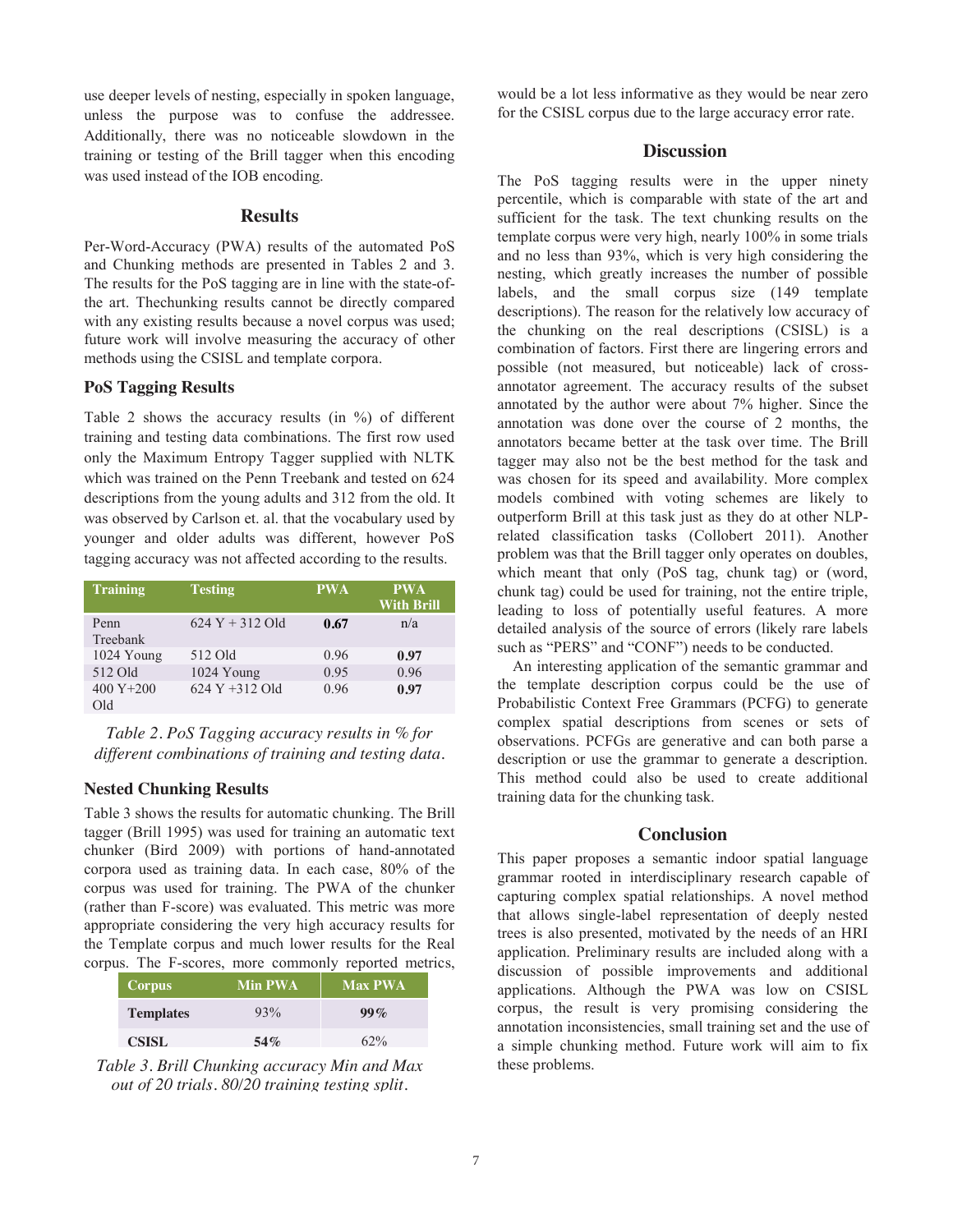use deeper levels of nesting, especially in spoken language, unless the purpose was to confuse the addressee. Additionally, there was no noticeable slowdown in the training or testing of the Brill tagger when this encoding was used instead of the IOB encoding.

## Results

Per-Word-Accuracy (PWA) results of the automated PoS and Chunking methods are presented in Tables 2 and 3. The results for the PoS tagging are in line with the state-of-the art. Thechunking results cannot be directly compared with any existing results because a novel corpus was used; future work will involve measuring the accuracy of other methods using the CSISL and template corpora.

### PoS Tagging Results

Table 2 shows the accuracy results (in %) of different training and testing data combinations. The first row used only the Maximum Entropy Tagger supplied with NLTK which was trained on the Penn Treebank and tested on 624 descriptions from the young adults and 312 from the old. It was observed by Carlson et. al. that the vocabulary used by younger and older adults was different, however PoS tagging accuracy was not affected according to the results.

| Training | Testing | PWA | PWA With Brill |
|---|---|---|---|
| Penn Treebank | 624 Y + 312 Old | **0.67** | n/a |
| 1024 Young | 512 Old | 0.96 | **0.97** |
| 512 Old | 1024 Young | 0.95 | 0.96 |
| 400 Y+200 Old | 624 Y +312 Old | 0.96 | **0.97** |

*Table 2. PoS Tagging accuracy results in % for different combinations of training and testing data.*

### Nested Chunking Results

Table 3 shows the results for automatic chunking. The Brill tagger (Brill 1995) was used for training an automatic text chunker (Bird 2009) with portions of hand-annotated corpora used as training data. In each case, 80% of the corpus was used for training. The PWA of the chunker (rather than F-score) was evaluated. This metric was more appropriate considering the very high accuracy results for the Template corpus and much lower results for the Real corpus. The F-scores, more commonly reported metrics, would be a lot less informative as they would be near zero for the CSISL corpus due to the large accuracy error rate.

| Corpus | Min PWA | Max PWA |
|---|---|---|
| **Templates** | 93% | **99%** |
| **CSISL** | **54%** | 62% |

*Table 3. Brill Chunking accuracy Min and Max out of 20 trials. 80/20 training testing split.*

## Discussion

The PoS tagging results were in the upper ninety percentile, which is comparable with state of the art and sufficient for the task. The text chunking results on the template corpus were very high, nearly 100% in some trials and no less than 93%, which is very high considering the nesting, which greatly increases the number of possible labels, and the small corpus size (149 template descriptions). The reason for the relatively low accuracy of the chunking on the real descriptions (CSISL) is a combination of factors. First there are lingering errors and possible (not measured, but noticeable) lack of cross-annotator agreement. The accuracy results of the subset annotated by the author were about 7% higher. Since the annotation was done over the course of 2 months, the annotators became better at the task over time. The Brill tagger may also not be the best method for the task and was chosen for its speed and availability. More complex models combined with voting schemes are likely to outperform Brill at this task just as they do at other NLP-related classification tasks (Collobert 2011). Another problem was that the Brill tagger only operates on doubles, which meant that only (PoS tag, chunk tag) or (word, chunk tag) could be used for training, not the entire triple, leading to loss of potentially useful features. A more detailed analysis of the source of errors (likely rare labels such as "PERS" and "CONF") needs to be conducted.

An interesting application of the semantic grammar and the template description corpus could be the use of Probabilistic Context Free Grammars (PCFG) to generate complex spatial descriptions from scenes or sets of observations. PCFGs are generative and can both parse a description or use the grammar to generate a description. This method could also be used to create additional training data for the chunking task.

## Conclusion

This paper proposes a semantic indoor spatial language grammar rooted in interdisciplinary research capable of capturing complex spatial relationships. A novel method that allows single-label representation of deeply nested trees is also presented, motivated by the needs of an HRI application. Preliminary results are included along with a discussion of possible improvements and additional applications. Although the PWA was low on CSISL corpus, the result is very promising considering the annotation inconsistencies, small training set and the use of a simple chunking method. Future work will aim to fix these problems.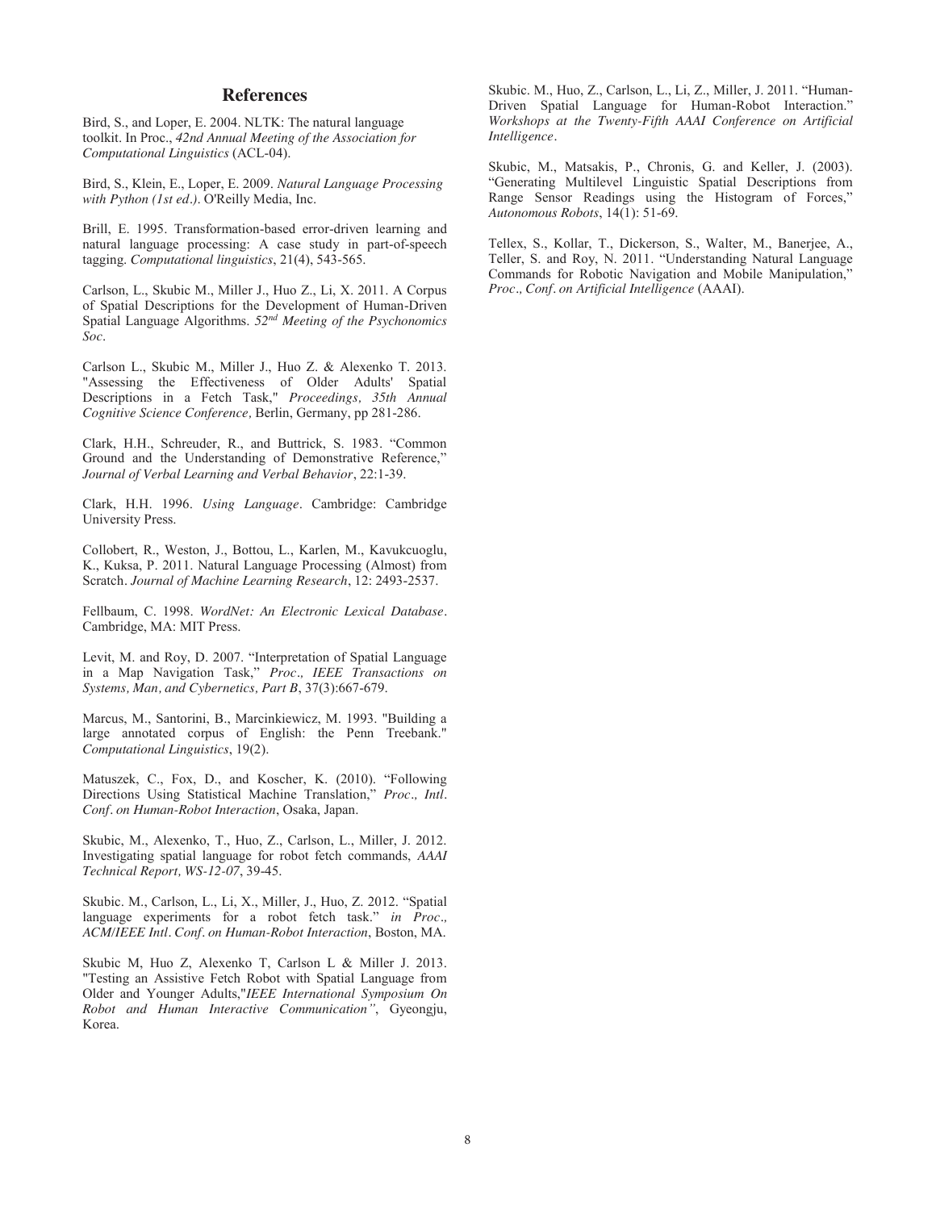## References

Bird, S., and Loper, E. 2004. NLTK: The natural language toolkit. In Proc., *42nd Annual Meeting of the Association for Computational Linguistics* (ACL-04).

Bird, S., Klein, E., Loper, E. 2009. *Natural Language Processing with Python (1st ed.)*. O'Reilly Media, Inc.

Brill, E. 1995. Transformation-based error-driven learning and natural language processing: A case study in part-of-speech tagging. *Computational linguistics*, 21(4), 543-565.

Carlson, L., Skubic M., Miller J., Huo Z., Li, X. 2011. A Corpus of Spatial Descriptions for the Development of Human-Driven Spatial Language Algorithms. *52nd Meeting of the Psychonomics Soc.*

Carlson L., Skubic M., Miller J., Huo Z. & Alexenko T. 2013. "Assessing the Effectiveness of Older Adults' Spatial Descriptions in a Fetch Task," *Proceedings, 35th Annual Cognitive Science Conference,* Berlin, Germany, pp 281-286.

Clark, H.H., Schreuder, R., and Buttrick, S. 1983. "Common Ground and the Understanding of Demonstrative Reference," *Journal of Verbal Learning and Verbal Behavior*, 22:1-39.

Clark, H.H. 1996. *Using Language*. Cambridge: Cambridge University Press.

Collobert, R., Weston, J., Bottou, L., Karlen, M., Kavukcuoglu, K., Kuksa, P. 2011. Natural Language Processing (Almost) from Scratch. *Journal of Machine Learning Research*, 12: 2493-2537.

Fellbaum, C. 1998. *WordNet: An Electronic Lexical Database*. Cambridge, MA: MIT Press.

Levit, M. and Roy, D. 2007. "Interpretation of Spatial Language in a Map Navigation Task," *Proc., IEEE Transactions on Systems, Man, and Cybernetics, Part B*, 37(3):667-679.

Marcus, M., Santorini, B., Marcinkiewicz, M. 1993. "Building a large annotated corpus of English: the Penn Treebank." *Computational Linguistics*, 19(2).

Matuszek, C., Fox, D., and Koscher, K. (2010). "Following Directions Using Statistical Machine Translation," *Proc., Intl. Conf. on Human-Robot Interaction*, Osaka, Japan.

Skubic, M., Alexenko, T., Huo, Z., Carlson, L., Miller, J. 2012. Investigating spatial language for robot fetch commands, *AAAI Technical Report, WS-12-07*, 39-45.

Skubic. M., Carlson, L., Li, X., Miller, J., Huo, Z. 2012. "Spatial language experiments for a robot fetch task." *in Proc., ACM/IEEE Intl. Conf. on Human-Robot Interaction*, Boston, MA.

Skubic M, Huo Z, Alexenko T, Carlson L & Miller J. 2013. "Testing an Assistive Fetch Robot with Spatial Language from Older and Younger Adults,"*IEEE International Symposium On Robot and Human Interactive Communication"*, Gyeongju, Korea.

Skubic. M., Huo, Z., Carlson, L., Li, Z., Miller, J. 2011. "Human-Driven Spatial Language for Human-Robot Interaction." *Workshops at the Twenty-Fifth AAAI Conference on Artificial Intelligence*.

Skubic, M., Matsakis, P., Chronis, G. and Keller, J. (2003). "Generating Multilevel Linguistic Spatial Descriptions from Range Sensor Readings using the Histogram of Forces," *Autonomous Robots*, 14(1): 51-69.

Tellex, S., Kollar, T., Dickerson, S., Walter, M., Banerjee, A., Teller, S. and Roy, N. 2011. "Understanding Natural Language Commands for Robotic Navigation and Mobile Manipulation," *Proc., Conf. on Artificial Intelligence* (AAAI).